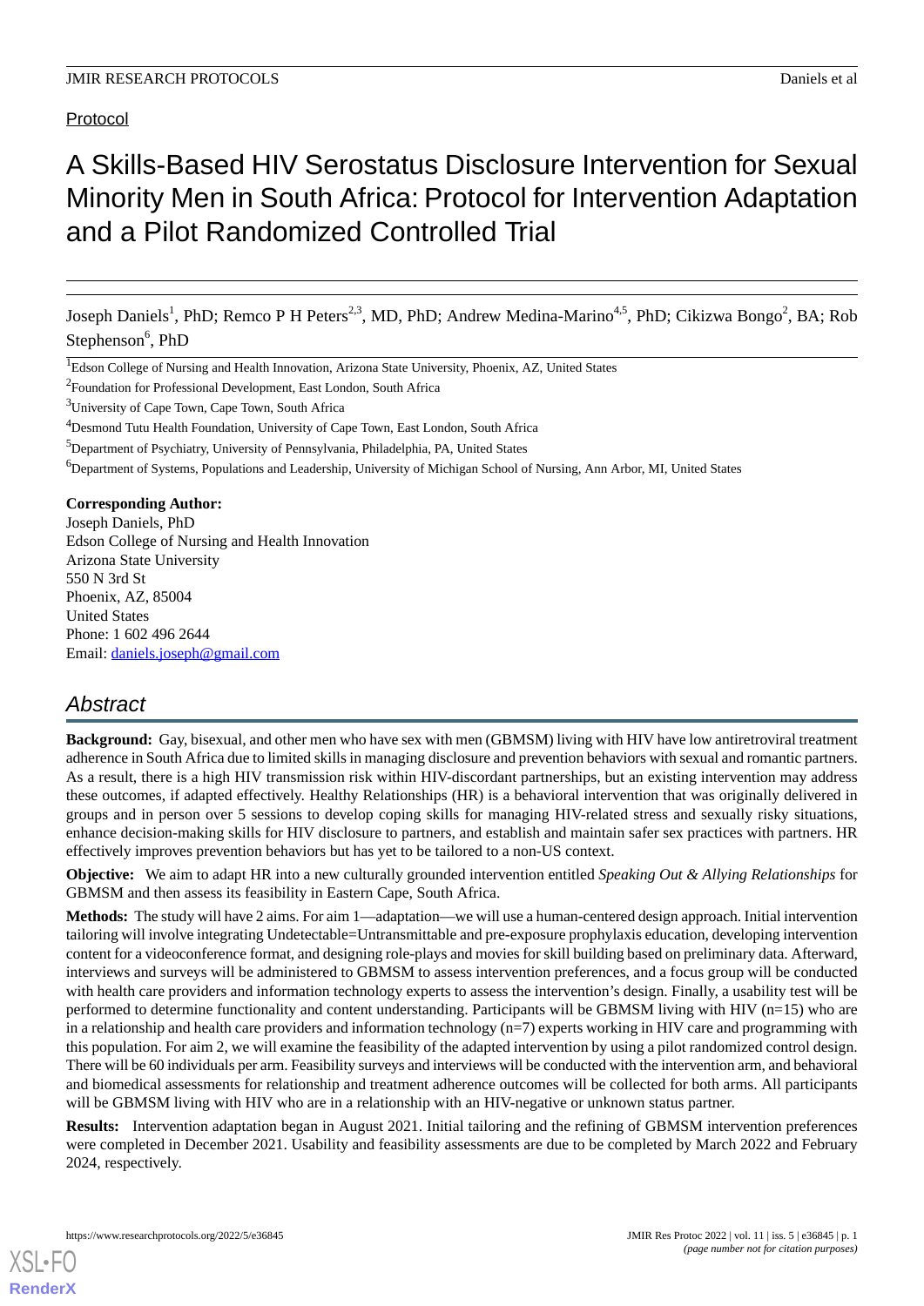Protocol

# A Skills-Based HIV Serostatus Disclosure Intervention for Sexual Minority Men in South Africa: Protocol for Intervention Adaptation and a Pilot Randomized Controlled Trial

Joseph Daniels[1], PhD; Remco P H Peters[2,3], MD, PhD; Andrew Medina-Marino[4,5], PhD; Cikizwa Bongo[2], BA; Rob Stephenson[6], PhD

[1]Edson College of Nursing and Health Innovation, Arizona State University, Phoenix, AZ, United States

[2]Foundation for Professional Development, East London, South Africa

[3]University of Cape Town, Cape Town, South Africa

[4]Desmond Tutu Health Foundation, University of Cape Town, East London, South Africa

[5]Department of Psychiatry, University of Pennsylvania, Philadelphia, PA, United States

[6]Department of Systems, Populations and Leadership, University of Michigan School of Nursing, Ann Arbor, MI, United States

**Corresponding Author:**
Joseph Daniels, PhD
Edson College of Nursing and Health Innovation
Arizona State University
550 N 3rd St
Phoenix, AZ, 85004
United States
Phone: 1 602 496 2644
Email: daniels.joseph@gmail.com

## Abstract

**Background:** Gay, bisexual, and other men who have sex with men (GBMSM) living with HIV have low antiretroviral treatment adherence in South Africa due to limited skills in managing disclosure and prevention behaviors with sexual and romantic partners. As a result, there is a high HIV transmission risk within HIV-discordant partnerships, but an existing intervention may address these outcomes, if adapted effectively. Healthy Relationships (HR) is a behavioral intervention that was originally delivered in groups and in person over 5 sessions to develop coping skills for managing HIV-related stress and sexually risky situations, enhance decision-making skills for HIV disclosure to partners, and establish and maintain safer sex practices with partners. HR effectively improves prevention behaviors but has yet to be tailored to a non-US context.

**Objective:** We aim to adapt HR into a new culturally grounded intervention entitled *Speaking Out & Allying Relationships* for GBMSM and then assess its feasibility in Eastern Cape, South Africa.

**Methods:** The study will have 2 aims. For aim 1—adaptation—we will use a human-centered design approach. Initial intervention tailoring will involve integrating Undetectable=Untransmittable and pre-exposure prophylaxis education, developing intervention content for a videoconference format, and designing role-plays and movies for skill building based on preliminary data. Afterward, interviews and surveys will be administered to GBMSM to assess intervention preferences, and a focus group will be conducted with health care providers and information technology experts to assess the intervention's design. Finally, a usability test will be performed to determine functionality and content understanding. Participants will be GBMSM living with HIV (n=15) who are in a relationship and health care providers and information technology (n=7) experts working in HIV care and programming with this population. For aim 2, we will examine the feasibility of the adapted intervention by using a pilot randomized control design. There will be 60 individuals per arm. Feasibility surveys and interviews will be conducted with the intervention arm, and behavioral and biomedical assessments for relationship and treatment adherence outcomes will be collected for both arms. All participants will be GBMSM living with HIV who are in a relationship with an HIV-negative or unknown status partner.

**Results:** Intervention adaptation began in August 2021. Initial tailoring and the refining of GBMSM intervention preferences were completed in December 2021. Usability and feasibility assessments are due to be completed by March 2022 and February 2024, respectively.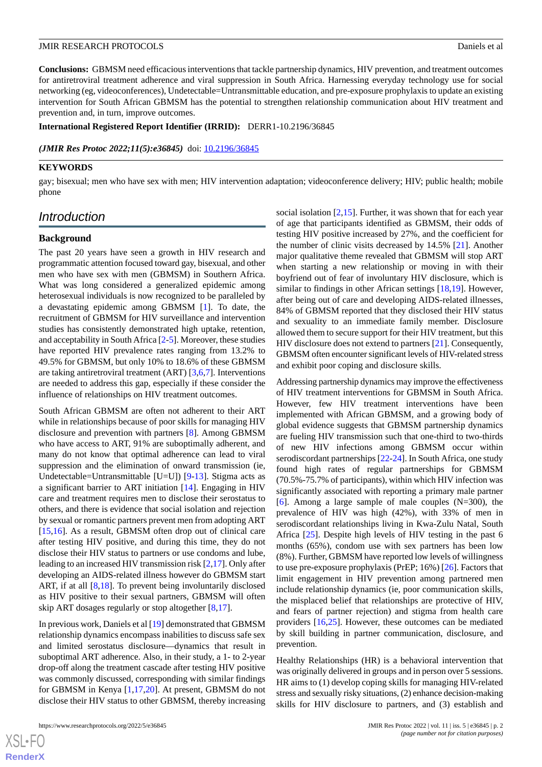**Conclusions:** GBMSM need efficacious interventions that tackle partnership dynamics, HIV prevention, and treatment outcomes for antiretroviral treatment adherence and viral suppression in South Africa. Harnessing everyday technology use for social networking (eg, videoconferences), Undetectable=Untransmittable education, and pre-exposure prophylaxis to update an existing intervention for South African GBMSM has the potential to strengthen relationship communication about HIV treatment and prevention and, in turn, improve outcomes.

**International Registered Report Identifier (IRRID):** DERR1-10.2196/36845

*(JMIR Res Protoc 2022;11(5):e36845)* doi: 10.2196/36845

**KEYWORDS**

gay; bisexual; men who have sex with men; HIV intervention adaptation; videoconference delivery; HIV; public health; mobile phone

## Introduction

### Background

The past 20 years have seen a growth in HIV research and programmatic attention focused toward gay, bisexual, and other men who have sex with men (GBMSM) in Southern Africa. What was long considered a generalized epidemic among heterosexual individuals is now recognized to be paralleled by a devastating epidemic among GBMSM [1]. To date, the recruitment of GBMSM for HIV surveillance and intervention studies has consistently demonstrated high uptake, retention, and acceptability in South Africa [2-5]. Moreover, these studies have reported HIV prevalence rates ranging from 13.2% to 49.5% for GBMSM, but only 10% to 18.6% of these GBMSM are taking antiretroviral treatment (ART) [3,6,7]. Interventions are needed to address this gap, especially if these consider the influence of relationships on HIV treatment outcomes.

South African GBMSM are often not adherent to their ART while in relationships because of poor skills for managing HIV disclosure and prevention with partners [8]. Among GBMSM who have access to ART, 91% are suboptimally adherent, and many do not know that optimal adherence can lead to viral suppression and the elimination of onward transmission (ie, Undetectable=Untransmittable [U=U]) [9-13]. Stigma acts as a significant barrier to ART initiation [14]. Engaging in HIV care and treatment requires men to disclose their serostatus to others, and there is evidence that social isolation and rejection by sexual or romantic partners prevent men from adopting ART [15,16]. As a result, GBMSM often drop out of clinical care after testing HIV positive, and during this time, they do not disclose their HIV status to partners or use condoms and lube, leading to an increased HIV transmission risk [2,17]. Only after developing an AIDS-related illness however do GBMSM start ART, if at all [8,18]. To prevent being involuntarily disclosed as HIV positive to their sexual partners, GBMSM will often skip ART dosages regularly or stop altogether [8,17].

In previous work, Daniels et al [19] demonstrated that GBMSM relationship dynamics encompass inabilities to discuss safe sex and limited serostatus disclosure—dynamics that result in suboptimal ART adherence. Also, in their study, a 1- to 2-year drop-off along the treatment cascade after testing HIV positive was commonly discussed, corresponding with similar findings for GBMSM in Kenya [1,17,20]. At present, GBMSM do not disclose their HIV status to other GBMSM, thereby increasing social isolation [2,15]. Further, it was shown that for each year of age that participants identified as GBMSM, their odds of testing HIV positive increased by 27%, and the coefficient for the number of clinic visits decreased by 14.5% [21]. Another major qualitative theme revealed that GBMSM will stop ART when starting a new relationship or moving in with their boyfriend out of fear of involuntary HIV disclosure, which is similar to findings in other African settings [18,19]. However, after being out of care and developing AIDS-related illnesses, 84% of GBMSM reported that they disclosed their HIV status and sexuality to an immediate family member. Disclosure allowed them to secure support for their HIV treatment, but this HIV disclosure does not extend to partners [21]. Consequently, GBMSM often encounter significant levels of HIV-related stress and exhibit poor coping and disclosure skills.

Addressing partnership dynamics may improve the effectiveness of HIV treatment interventions for GBMSM in South Africa. However, few HIV treatment interventions have been implemented with African GBMSM, and a growing body of global evidence suggests that GBMSM partnership dynamics are fueling HIV transmission such that one-third to two-thirds of new HIV infections among GBMSM occur within serodiscordant partnerships [22-24]. In South Africa, one study found high rates of regular partnerships for GBMSM (70.5%-75.7% of participants), within which HIV infection was significantly associated with reporting a primary male partner [6]. Among a large sample of male couples (N=300), the prevalence of HIV was high (42%), with 33% of men in serodiscordant relationships living in Kwa-Zulu Natal, South Africa [25]. Despite high levels of HIV testing in the past 6 months (65%), condom use with sex partners has been low (8%). Further, GBMSM have reported low levels of willingness to use pre-exposure prophylaxis (PrEP; 16%) [26]. Factors that limit engagement in HIV prevention among partnered men include relationship dynamics (ie, poor communication skills, the misplaced belief that relationships are protective of HIV, and fears of partner rejection) and stigma from health care providers [16,25]. However, these outcomes can be mediated by skill building in partner communication, disclosure, and prevention.

Healthy Relationships (HR) is a behavioral intervention that was originally delivered in groups and in person over 5 sessions. HR aims to (1) develop coping skills for managing HIV-related stress and sexually risky situations, (2) enhance decision-making skills for HIV disclosure to partners, and (3) establish and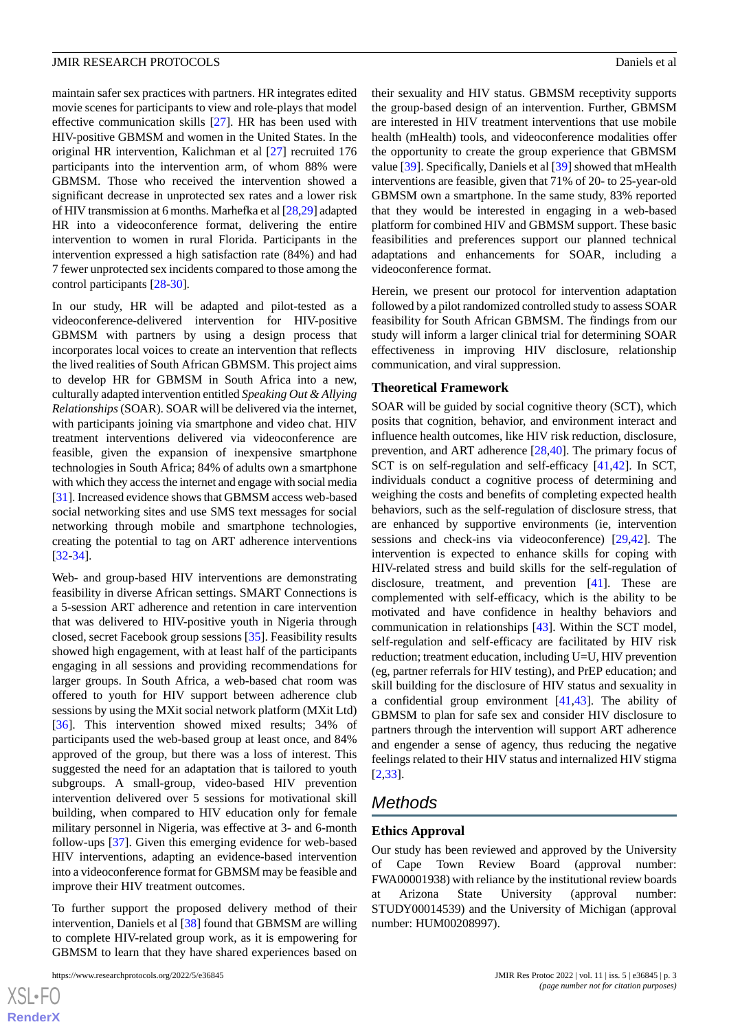maintain safer sex practices with partners. HR integrates edited movie scenes for participants to view and role-plays that model effective communication skills [27]. HR has been used with HIV-positive GBMSM and women in the United States. In the original HR intervention, Kalichman et al [27] recruited 176 participants into the intervention arm, of whom 88% were GBMSM. Those who received the intervention showed a significant decrease in unprotected sex rates and a lower risk of HIV transmission at 6 months. Marhefka et al [28,29] adapted HR into a videoconference format, delivering the entire intervention to women in rural Florida. Participants in the intervention expressed a high satisfaction rate (84%) and had 7 fewer unprotected sex incidents compared to those among the control participants [28-30].

In our study, HR will be adapted and pilot-tested as a videoconference-delivered intervention for HIV-positive GBMSM with partners by using a design process that incorporates local voices to create an intervention that reflects the lived realities of South African GBMSM. This project aims to develop HR for GBMSM in South Africa into a new, culturally adapted intervention entitled *Speaking Out & Allying Relationships* (SOAR). SOAR will be delivered via the internet, with participants joining via smartphone and video chat. HIV treatment interventions delivered via videoconference are feasible, given the expansion of inexpensive smartphone technologies in South Africa; 84% of adults own a smartphone with which they access the internet and engage with social media [31]. Increased evidence shows that GBMSM access web-based social networking sites and use SMS text messages for social networking through mobile and smartphone technologies, creating the potential to tag on ART adherence interventions [32-34].

Web- and group-based HIV interventions are demonstrating feasibility in diverse African settings. SMART Connections is a 5-session ART adherence and retention in care intervention that was delivered to HIV-positive youth in Nigeria through closed, secret Facebook group sessions [35]. Feasibility results showed high engagement, with at least half of the participants engaging in all sessions and providing recommendations for larger groups. In South Africa, a web-based chat room was offered to youth for HIV support between adherence club sessions by using the MXit social network platform (MXit Ltd) [36]. This intervention showed mixed results; 34% of participants used the web-based group at least once, and 84% approved of the group, but there was a loss of interest. This suggested the need for an adaptation that is tailored to youth subgroups. A small-group, video-based HIV prevention intervention delivered over 5 sessions for motivational skill building, when compared to HIV education only for female military personnel in Nigeria, was effective at 3- and 6-month follow-ups [37]. Given this emerging evidence for web-based HIV interventions, adapting an evidence-based intervention into a videoconference format for GBMSM may be feasible and improve their HIV treatment outcomes.

To further support the proposed delivery method of their intervention, Daniels et al [38] found that GBMSM are willing to complete HIV-related group work, as it is empowering for GBMSM to learn that they have shared experiences based on their sexuality and HIV status. GBMSM receptivity supports the group-based design of an intervention. Further, GBMSM are interested in HIV treatment interventions that use mobile health (mHealth) tools, and videoconference modalities offer the opportunity to create the group experience that GBMSM value [39]. Specifically, Daniels et al [39] showed that mHealth interventions are feasible, given that 71% of 20- to 25-year-old GBMSM own a smartphone. In the same study, 83% reported that they would be interested in engaging in a web-based platform for combined HIV and GBMSM support. These basic feasibilities and preferences support our planned technical adaptations and enhancements for SOAR, including a videoconference format.

Herein, we present our protocol for intervention adaptation followed by a pilot randomized controlled study to assess SOAR feasibility for South African GBMSM. The findings from our study will inform a larger clinical trial for determining SOAR effectiveness in improving HIV disclosure, relationship communication, and viral suppression.

### Theoretical Framework

SOAR will be guided by social cognitive theory (SCT), which posits that cognition, behavior, and environment interact and influence health outcomes, like HIV risk reduction, disclosure, prevention, and ART adherence [28,40]. The primary focus of SCT is on self-regulation and self-efficacy [41,42]. In SCT, individuals conduct a cognitive process of determining and weighing the costs and benefits of completing expected health behaviors, such as the self-regulation of disclosure stress, that are enhanced by supportive environments (ie, intervention sessions and check-ins via videoconference) [29,42]. The intervention is expected to enhance skills for coping with HIV-related stress and build skills for the self-regulation of disclosure, treatment, and prevention [41]. These are complemented with self-efficacy, which is the ability to be motivated and have confidence in healthy behaviors and communication in relationships [43]. Within the SCT model, self-regulation and self-efficacy are facilitated by HIV risk reduction; treatment education, including U=U, HIV prevention (eg, partner referrals for HIV testing), and PrEP education; and skill building for the disclosure of HIV status and sexuality in a confidential group environment [41,43]. The ability of GBMSM to plan for safe sex and consider HIV disclosure to partners through the intervention will support ART adherence and engender a sense of agency, thus reducing the negative feelings related to their HIV status and internalized HIV stigma [2,33].

## Methods

### Ethics Approval

Our study has been reviewed and approved by the University of Cape Town Review Board (approval number: FWA00001938) with reliance by the institutional review boards at Arizona State University (approval number: STUDY00014539) and the University of Michigan (approval number: HUM00208997).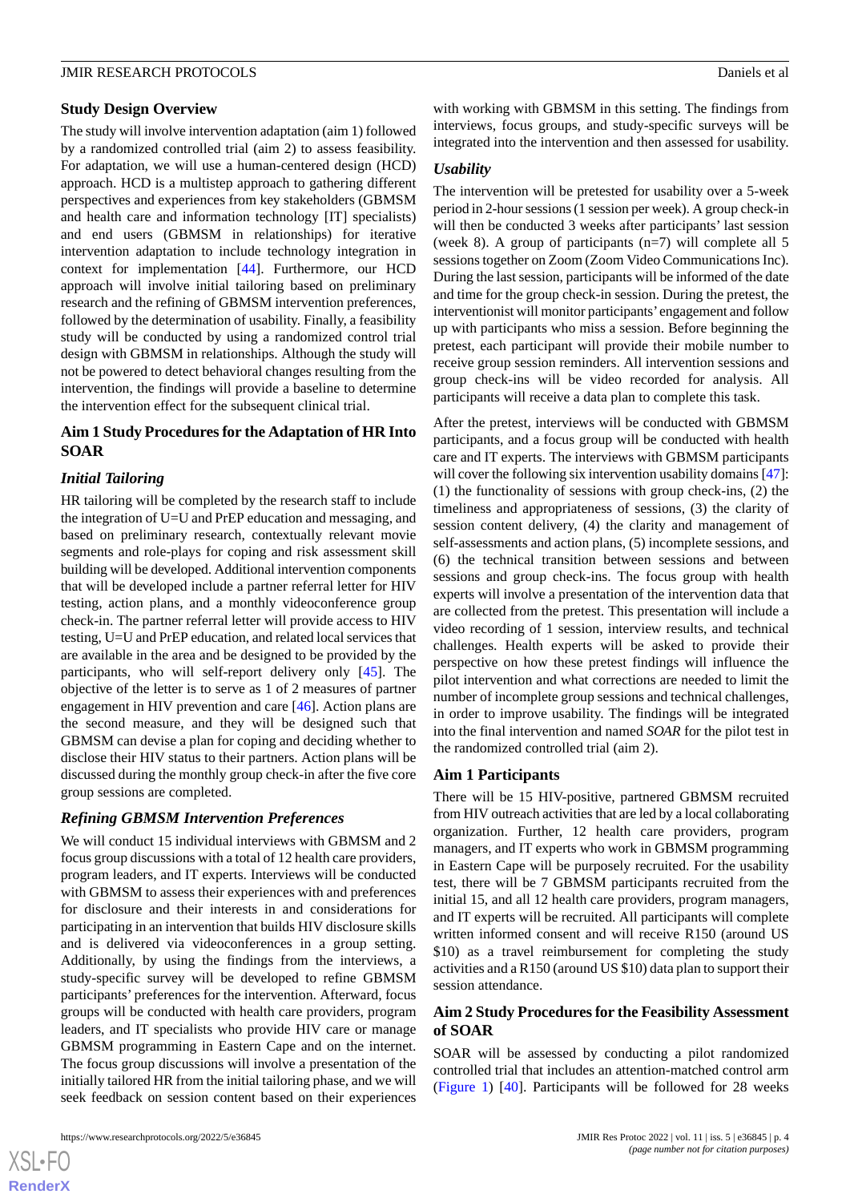## Study Design Overview

The study will involve intervention adaptation (aim 1) followed by a randomized controlled trial (aim 2) to assess feasibility. For adaptation, we will use a human-centered design (HCD) approach. HCD is a multistep approach to gathering different perspectives and experiences from key stakeholders (GBMSM and health care and information technology [IT] specialists) and end users (GBMSM in relationships) for iterative intervention adaptation to include technology integration in context for implementation [44]. Furthermore, our HCD approach will involve initial tailoring based on preliminary research and the refining of GBMSM intervention preferences, followed by the determination of usability. Finally, a feasibility study will be conducted by using a randomized control trial design with GBMSM in relationships. Although the study will not be powered to detect behavioral changes resulting from the intervention, the findings will provide a baseline to determine the intervention effect for the subsequent clinical trial.

## Aim 1 Study Procedures for the Adaptation of HR Into SOAR

### *Initial Tailoring*

HR tailoring will be completed by the research staff to include the integration of U=U and PrEP education and messaging, and based on preliminary research, contextually relevant movie segments and role-plays for coping and risk assessment skill building will be developed. Additional intervention components that will be developed include a partner referral letter for HIV testing, action plans, and a monthly videoconference group check-in. The partner referral letter will provide access to HIV testing, U=U and PrEP education, and related local services that are available in the area and be designed to be provided by the participants, who will self-report delivery only [45]. The objective of the letter is to serve as 1 of 2 measures of partner engagement in HIV prevention and care [46]. Action plans are the second measure, and they will be designed such that GBMSM can devise a plan for coping and deciding whether to disclose their HIV status to their partners. Action plans will be discussed during the monthly group check-in after the five core group sessions are completed.

### *Refining GBMSM Intervention Preferences*

We will conduct 15 individual interviews with GBMSM and 2 focus group discussions with a total of 12 health care providers, program leaders, and IT experts. Interviews will be conducted with GBMSM to assess their experiences with and preferences for disclosure and their interests in and considerations for participating in an intervention that builds HIV disclosure skills and is delivered via videoconferences in a group setting. Additionally, by using the findings from the interviews, a study-specific survey will be developed to refine GBMSM participants' preferences for the intervention. Afterward, focus groups will be conducted with health care providers, program leaders, and IT specialists who provide HIV care or manage GBMSM programming in Eastern Cape and on the internet. The focus group discussions will involve a presentation of the initially tailored HR from the initial tailoring phase, and we will seek feedback on session content based on their experiences with working with GBMSM in this setting. The findings from interviews, focus groups, and study-specific surveys will be integrated into the intervention and then assessed for usability.

### *Usability*

The intervention will be pretested for usability over a 5-week period in 2-hour sessions (1 session per week). A group check-in will then be conducted 3 weeks after participants' last session (week 8). A group of participants (n=7) will complete all 5 sessions together on Zoom (Zoom Video Communications Inc). During the last session, participants will be informed of the date and time for the group check-in session. During the pretest, the interventionist will monitor participants' engagement and follow up with participants who miss a session. Before beginning the pretest, each participant will provide their mobile number to receive group session reminders. All intervention sessions and group check-ins will be video recorded for analysis. All participants will receive a data plan to complete this task.

After the pretest, interviews will be conducted with GBMSM participants, and a focus group will be conducted with health care and IT experts. The interviews with GBMSM participants will cover the following six intervention usability domains [47]: (1) the functionality of sessions with group check-ins, (2) the timeliness and appropriateness of sessions, (3) the clarity of session content delivery, (4) the clarity and management of self-assessments and action plans, (5) incomplete sessions, and (6) the technical transition between sessions and between sessions and group check-ins. The focus group with health experts will involve a presentation of the intervention data that are collected from the pretest. This presentation will include a video recording of 1 session, interview results, and technical challenges. Health experts will be asked to provide their perspective on how these pretest findings will influence the pilot intervention and what corrections are needed to limit the number of incomplete group sessions and technical challenges, in order to improve usability. The findings will be integrated into the final intervention and named *SOAR* for the pilot test in the randomized controlled trial (aim 2).

## Aim 1 Participants

There will be 15 HIV-positive, partnered GBMSM recruited from HIV outreach activities that are led by a local collaborating organization. Further, 12 health care providers, program managers, and IT experts who work in GBMSM programming in Eastern Cape will be purposely recruited. For the usability test, there will be 7 GBMSM participants recruited from the initial 15, and all 12 health care providers, program managers, and IT experts will be recruited. All participants will complete written informed consent and will receive R150 (around US $10) as a travel reimbursement for completing the study activities and a R150 (around US $10) data plan to support their session attendance.

## Aim 2 Study Procedures for the Feasibility Assessment of SOAR

SOAR will be assessed by conducting a pilot randomized controlled trial that includes an attention-matched control arm (Figure 1) [40]. Participants will be followed for 28 weeks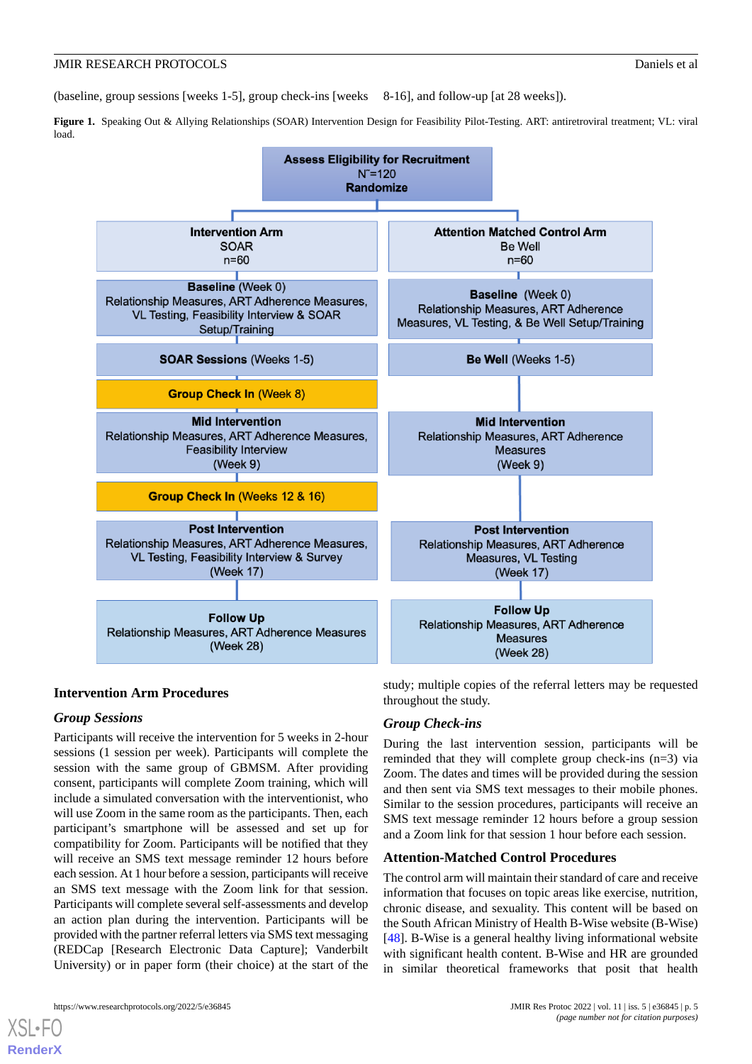(baseline, group sessions [weeks 1-5], group check-ins [weeks 8-16], and follow-up [at 28 weeks]).

**Figure 1.** Speaking Out & Allying Relationships (SOAR) Intervention Design for Feasibility Pilot-Testing. ART: antiretroviral treatment; VL: viral load.

**Assess Eligibility for Recruitment**
N=120
**Randomize**

| Intervention Arm | Attention Matched Control Arm |
|---|---|
| **Intervention Arm** SOAR n=60 | **Attention Matched Control Arm** Be Well n=60 |
| **Baseline** (Week 0) Relationship Measures, ART Adherence Measures, VL Testing, Feasibility Interview & SOAR Setup/Training | **Baseline** (Week 0) Relationship Measures, ART Adherence Measures, VL Testing, & Be Well Setup/Training |
| **SOAR Sessions** (Weeks 1-5) | **Be Well** (Weeks 1-5) |
| **Group Check In** (Week 8) | |
| **Mid Intervention** Relationship Measures, ART Adherence Measures, Feasibility Interview (Week 9) | **Mid Intervention** Relationship Measures, ART Adherence Measures (Week 9) |
| **Group Check In** (Weeks 12 & 16) | |
| **Post Intervention** Relationship Measures, ART Adherence Measures, VL Testing, Feasibility Interview & Survey (Week 17) | **Post Intervention** Relationship Measures, ART Adherence Measures, VL Testing (Week 17) |
| **Follow Up** Relationship Measures, ART Adherence Measures (Week 28) | **Follow Up** Relationship Measures, ART Adherence Measures (Week 28) |

## Intervention Arm Procedures

### Group Sessions

Participants will receive the intervention for 5 weeks in 2-hour sessions (1 session per week). Participants will complete the session with the same group of GBMSM. After providing consent, participants will complete Zoom training, which will include a simulated conversation with the interventionist, who will use Zoom in the same room as the participants. Then, each participant's smartphone will be assessed and set up for compatibility for Zoom. Participants will be notified that they will receive an SMS text message reminder 12 hours before each session. At 1 hour before a session, participants will receive an SMS text message with the Zoom link for that session. Participants will complete several self-assessments and develop an action plan during the intervention. Participants will be provided with the partner referral letters via SMS text messaging (REDCap [Research Electronic Data Capture]; Vanderbilt University) or in paper form (their choice) at the start of the study; multiple copies of the referral letters may be requested throughout the study.

### Group Check-ins

During the last intervention session, participants will be reminded that they will complete group check-ins (n=3) via Zoom. The dates and times will be provided during the session and then sent via SMS text messages to their mobile phones. Similar to the session procedures, participants will receive an SMS text message reminder 12 hours before a group session and a Zoom link for that session 1 hour before each session.

## Attention-Matched Control Procedures

The control arm will maintain their standard of care and receive information that focuses on topic areas like exercise, nutrition, chronic disease, and sexuality. This content will be based on the South African Ministry of Health B-Wise website (B-Wise) [48]. B-Wise is a general healthy living informational website with significant health content. B-Wise and HR are grounded in similar theoretical frameworks that posit that health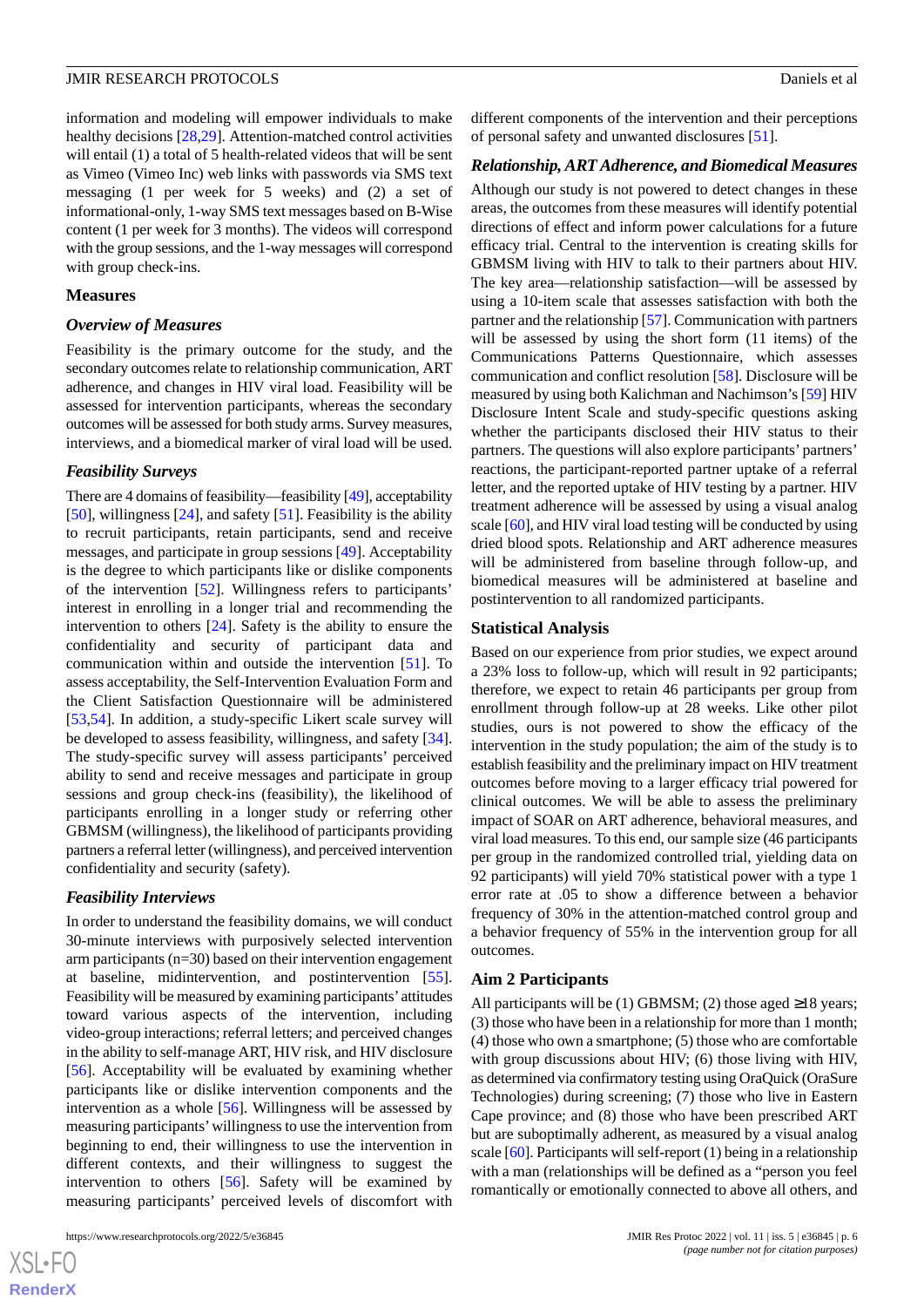information and modeling will empower individuals to make healthy decisions [28,29]. Attention-matched control activities will entail (1) a total of 5 health-related videos that will be sent as Vimeo (Vimeo Inc) web links with passwords via SMS text messaging (1 per week for 5 weeks) and (2) a set of informational-only, 1-way SMS text messages based on B-Wise content (1 per week for 3 months). The videos will correspond with the group sessions, and the 1-way messages will correspond with group check-ins.

## Measures

### Overview of Measures

Feasibility is the primary outcome for the study, and the secondary outcomes relate to relationship communication, ART adherence, and changes in HIV viral load. Feasibility will be assessed for intervention participants, whereas the secondary outcomes will be assessed for both study arms. Survey measures, interviews, and a biomedical marker of viral load will be used.

### Feasibility Surveys

There are 4 domains of feasibility—feasibility [49], acceptability [50], willingness [24], and safety [51]. Feasibility is the ability to recruit participants, retain participants, send and receive messages, and participate in group sessions [49]. Acceptability is the degree to which participants like or dislike components of the intervention [52]. Willingness refers to participants' interest in enrolling in a longer trial and recommending the intervention to others [24]. Safety is the ability to ensure the confidentiality and security of participant data and communication within and outside the intervention [51]. To assess acceptability, the Self-Intervention Evaluation Form and the Client Satisfaction Questionnaire will be administered [53,54]. In addition, a study-specific Likert scale survey will be developed to assess feasibility, willingness, and safety [34]. The study-specific survey will assess participants' perceived ability to send and receive messages and participate in group sessions and group check-ins (feasibility), the likelihood of participants enrolling in a longer study or referring other GBMSM (willingness), the likelihood of participants providing partners a referral letter (willingness), and perceived intervention confidentiality and security (safety).

### Feasibility Interviews

In order to understand the feasibility domains, we will conduct 30-minute interviews with purposively selected intervention arm participants (n=30) based on their intervention engagement at baseline, midintervention, and postintervention [55]. Feasibility will be measured by examining participants' attitudes toward various aspects of the intervention, including video-group interactions; referral letters; and perceived changes in the ability to self-manage ART, HIV risk, and HIV disclosure [56]. Acceptability will be evaluated by examining whether participants like or dislike intervention components and the intervention as a whole [56]. Willingness will be assessed by measuring participants' willingness to use the intervention from beginning to end, their willingness to use the intervention in different contexts, and their willingness to suggest the intervention to others [56]. Safety will be examined by measuring participants' perceived levels of discomfort with different components of the intervention and their perceptions of personal safety and unwanted disclosures [51].

### Relationship, ART Adherence, and Biomedical Measures

Although our study is not powered to detect changes in these areas, the outcomes from these measures will identify potential directions of effect and inform power calculations for a future efficacy trial. Central to the intervention is creating skills for GBMSM living with HIV to talk to their partners about HIV. The key area—relationship satisfaction—will be assessed by using a 10-item scale that assesses satisfaction with both the partner and the relationship [57]. Communication with partners will be assessed by using the short form (11 items) of the Communications Patterns Questionnaire, which assesses communication and conflict resolution [58]. Disclosure will be measured by using both Kalichman and Nachimson's [59] HIV Disclosure Intent Scale and study-specific questions asking whether the participants disclosed their HIV status to their partners. The questions will also explore participants' partners' reactions, the participant-reported partner uptake of a referral letter, and the reported uptake of HIV testing by a partner. HIV treatment adherence will be assessed by using a visual analog scale [60], and HIV viral load testing will be conducted by using dried blood spots. Relationship and ART adherence measures will be administered from baseline through follow-up, and biomedical measures will be administered at baseline and postintervention to all randomized participants.

## Statistical Analysis

Based on our experience from prior studies, we expect around a 23% loss to follow-up, which will result in 92 participants; therefore, we expect to retain 46 participants per group from enrollment through follow-up at 28 weeks. Like other pilot studies, ours is not powered to show the efficacy of the intervention in the study population; the aim of the study is to establish feasibility and the preliminary impact on HIV treatment outcomes before moving to a larger efficacy trial powered for clinical outcomes. We will be able to assess the preliminary impact of SOAR on ART adherence, behavioral measures, and viral load measures. To this end, our sample size (46 participants per group in the randomized controlled trial, yielding data on 92 participants) will yield 70% statistical power with a type 1 error rate at .05 to show a difference between a behavior frequency of 30% in the attention-matched control group and a behavior frequency of 55% in the intervention group for all outcomes.

## Aim 2 Participants

All participants will be (1) GBMSM; (2) those aged ≥18 years; (3) those who have been in a relationship for more than 1 month; (4) those who own a smartphone; (5) those who are comfortable with group discussions about HIV; (6) those living with HIV, as determined via confirmatory testing using OraQuick (OraSure Technologies) during screening; (7) those who live in Eastern Cape province; and (8) those who have been prescribed ART but are suboptimally adherent, as measured by a visual analog scale [60]. Participants will self-report (1) being in a relationship with a man (relationships will be defined as a "person you feel romantically or emotionally connected to above all others, and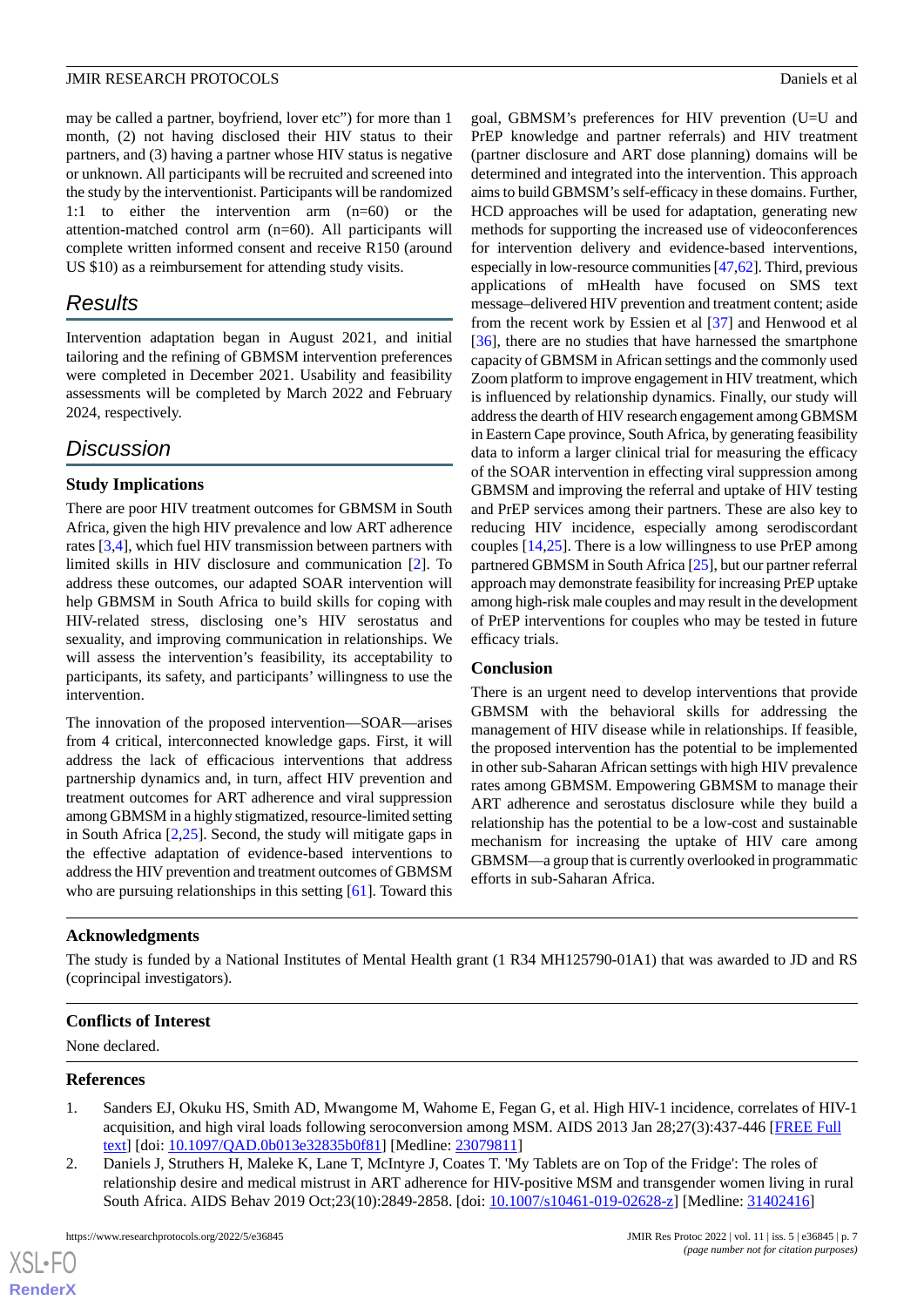may be called a partner, boyfriend, lover etc") for more than 1 month, (2) not having disclosed their HIV status to their partners, and (3) having a partner whose HIV status is negative or unknown. All participants will be recruited and screened into the study by the interventionist. Participants will be randomized 1:1 to either the intervention arm (n=60) or the attention-matched control arm (n=60). All participants will complete written informed consent and receive R150 (around US $10) as a reimbursement for attending study visits.

# Results

Intervention adaptation began in August 2021, and initial tailoring and the refining of GBMSM intervention preferences were completed in December 2021. Usability and feasibility assessments will be completed by March 2022 and February 2024, respectively.

# Discussion

## Study Implications

There are poor HIV treatment outcomes for GBMSM in South Africa, given the high HIV prevalence and low ART adherence rates [3,4], which fuel HIV transmission between partners with limited skills in HIV disclosure and communication [2]. To address these outcomes, our adapted SOAR intervention will help GBMSM in South Africa to build skills for coping with HIV-related stress, disclosing one's HIV serostatus and sexuality, and improving communication in relationships. We will assess the intervention's feasibility, its acceptability to participants, its safety, and participants' willingness to use the intervention.

The innovation of the proposed intervention—SOAR—arises from 4 critical, interconnected knowledge gaps. First, it will address the lack of efficacious interventions that address partnership dynamics and, in turn, affect HIV prevention and treatment outcomes for ART adherence and viral suppression among GBMSM in a highly stigmatized, resource-limited setting in South Africa [2,25]. Second, the study will mitigate gaps in the effective adaptation of evidence-based interventions to address the HIV prevention and treatment outcomes of GBMSM who are pursuing relationships in this setting [61]. Toward this goal, GBMSM's preferences for HIV prevention (U=U and PrEP knowledge and partner referrals) and HIV treatment (partner disclosure and ART dose planning) domains will be determined and integrated into the intervention. This approach aims to build GBMSM's self-efficacy in these domains. Further, HCD approaches will be used for adaptation, generating new methods for supporting the increased use of videoconferences for intervention delivery and evidence-based interventions, especially in low-resource communities [47,62]. Third, previous applications of mHealth have focused on SMS text message–delivered HIV prevention and treatment content; aside from the recent work by Essien et al [37] and Henwood et al [36], there are no studies that have harnessed the smartphone capacity of GBMSM in African settings and the commonly used Zoom platform to improve engagement in HIV treatment, which is influenced by relationship dynamics. Finally, our study will address the dearth of HIV research engagement among GBMSM in Eastern Cape province, South Africa, by generating feasibility data to inform a larger clinical trial for measuring the efficacy of the SOAR intervention in effecting viral suppression among GBMSM and improving the referral and uptake of HIV testing and PrEP services among their partners. These are also key to reducing HIV incidence, especially among serodiscordant couples [14,25]. There is a low willingness to use PrEP among partnered GBMSM in South Africa [25], but our partner referral approach may demonstrate feasibility for increasing PrEP uptake among high-risk male couples and may result in the development of PrEP interventions for couples who may be tested in future efficacy trials.

## Conclusion

There is an urgent need to develop interventions that provide GBMSM with the behavioral skills for addressing the management of HIV disease while in relationships. If feasible, the proposed intervention has the potential to be implemented in other sub-Saharan African settings with high HIV prevalence rates among GBMSM. Empowering GBMSM to manage their ART adherence and serostatus disclosure while they build a relationship has the potential to be a low-cost and sustainable mechanism for increasing the uptake of HIV care among GBMSM—a group that is currently overlooked in programmatic efforts in sub-Saharan Africa.

## Acknowledgments

The study is funded by a National Institutes of Mental Health grant (1 R34 MH125790-01A1) that was awarded to JD and RS (coprincipal investigators).

## Conflicts of Interest

None declared.

## References

1. Sanders EJ, Okuku HS, Smith AD, Mwangome M, Wahome E, Fegan G, et al. High HIV-1 incidence, correlates of HIV-1 acquisition, and high viral loads following seroconversion among MSM. AIDS 2013 Jan 28;27(3):437-446 [FREE Full text] [doi: 10.1097/QAD.0b013e32835b0f81] [Medline: 23079811]
2. Daniels J, Struthers H, Maleke K, Lane T, McIntyre J, Coates T. 'My Tablets are on Top of the Fridge': The roles of relationship desire and medical mistrust in ART adherence for HIV-positive MSM and transgender women living in rural South Africa. AIDS Behav 2019 Oct;23(10):2849-2858. [doi: 10.1007/s10461-019-02628-z] [Medline: 31402416]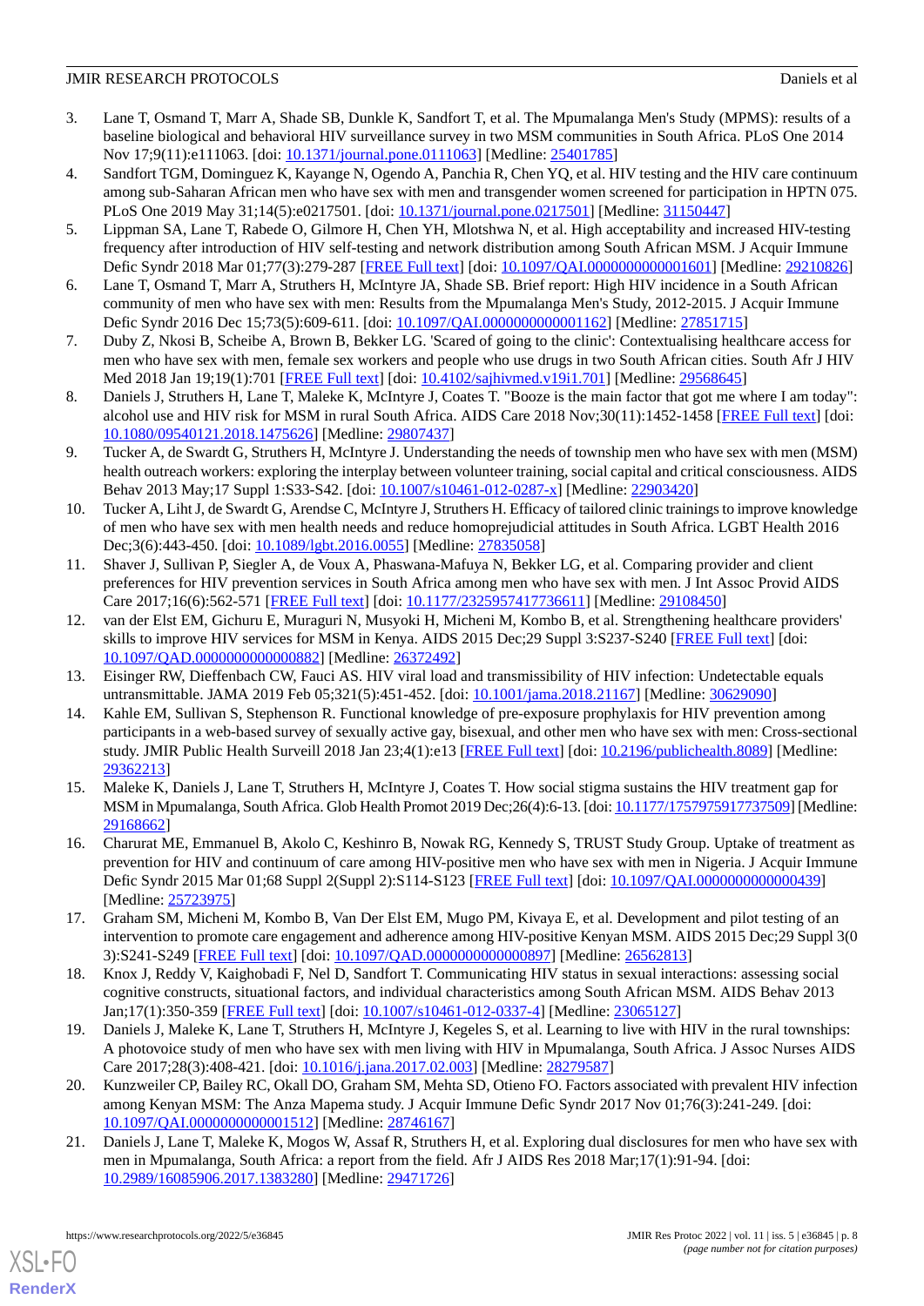3. Lane T, Osmand T, Marr A, Shade SB, Dunkle K, Sandfort T, et al. The Mpumalanga Men's Study (MPMS): results of a baseline biological and behavioral HIV surveillance survey in two MSM communities in South Africa. PLoS One 2014 Nov 17;9(11):e111063. [doi: 10.1371/journal.pone.0111063] [Medline: 25401785]
4. Sandfort TGM, Dominguez K, Kayange N, Ogendo A, Panchia R, Chen YQ, et al. HIV testing and the HIV care continuum among sub-Saharan African men who have sex with men and transgender women screened for participation in HPTN 075. PLoS One 2019 May 31;14(5):e0217501. [doi: 10.1371/journal.pone.0217501] [Medline: 31150447]
5. Lippman SA, Lane T, Rabede O, Gilmore H, Chen YH, Mlotshwa N, et al. High acceptability and increased HIV-testing frequency after introduction of HIV self-testing and network distribution among South African MSM. J Acquir Immune Defic Syndr 2018 Mar 01;77(3):279-287 [FREE Full text] [doi: 10.1097/QAI.0000000000001601] [Medline: 29210826]
6. Lane T, Osmand T, Marr A, Struthers H, McIntyre JA, Shade SB. Brief report: High HIV incidence in a South African community of men who have sex with men: Results from the Mpumalanga Men's Study, 2012-2015. J Acquir Immune Defic Syndr 2016 Dec 15;73(5):609-611. [doi: 10.1097/QAI.0000000000001162] [Medline: 27851715]
7. Duby Z, Nkosi B, Scheibe A, Brown B, Bekker LG. 'Scared of going to the clinic': Contextualising healthcare access for men who have sex with men, female sex workers and people who use drugs in two South African cities. South Afr J HIV Med 2018 Jan 19;19(1):701 [FREE Full text] [doi: 10.4102/sajhivmed.v19i1.701] [Medline: 29568645]
8. Daniels J, Struthers H, Lane T, Maleke K, McIntyre J, Coates T. "Booze is the main factor that got me where I am today": alcohol use and HIV risk for MSM in rural South Africa. AIDS Care 2018 Nov;30(11):1452-1458 [FREE Full text] [doi: 10.1080/09540121.2018.1475626] [Medline: 29807437]
9. Tucker A, de Swardt G, Struthers H, McIntyre J. Understanding the needs of township men who have sex with men (MSM) health outreach workers: exploring the interplay between volunteer training, social capital and critical consciousness. AIDS Behav 2013 May;17 Suppl 1:S33-S42. [doi: 10.1007/s10461-012-0287-x] [Medline: 22903420]
10. Tucker A, Liht J, de Swardt G, Arendse C, McIntyre J, Struthers H. Efficacy of tailored clinic trainings to improve knowledge of men who have sex with men health needs and reduce homoprejudicial attitudes in South Africa. LGBT Health 2016 Dec;3(6):443-450. [doi: 10.1089/lgbt.2016.0055] [Medline: 27835058]
11. Shaver J, Sullivan P, Siegler A, de Voux A, Phaswana-Mafuya N, Bekker LG, et al. Comparing provider and client preferences for HIV prevention services in South Africa among men who have sex with men. J Int Assoc Provid AIDS Care 2017;16(6):562-571 [FREE Full text] [doi: 10.1177/2325957417736611] [Medline: 29108450]
12. van der Elst EM, Gichuru E, Muraguri N, Musyoki H, Micheni M, Kombo B, et al. Strengthening healthcare providers' skills to improve HIV services for MSM in Kenya. AIDS 2015 Dec;29 Suppl 3:S237-S240 [FREE Full text] [doi: 10.1097/QAD.0000000000000882] [Medline: 26372492]
13. Eisinger RW, Dieffenbach CW, Fauci AS. HIV viral load and transmissibility of HIV infection: Undetectable equals untransmittable. JAMA 2019 Feb 05;321(5):451-452. [doi: 10.1001/jama.2018.21167] [Medline: 30629090]
14. Kahle EM, Sullivan S, Stephenson R. Functional knowledge of pre-exposure prophylaxis for HIV prevention among participants in a web-based survey of sexually active gay, bisexual, and other men who have sex with men: Cross-sectional study. JMIR Public Health Surveill 2018 Jan 23;4(1):e13 [FREE Full text] [doi: 10.2196/publichealth.8089] [Medline: 29362213]
15. Maleke K, Daniels J, Lane T, Struthers H, McIntyre J, Coates T. How social stigma sustains the HIV treatment gap for MSM in Mpumalanga, South Africa. Glob Health Promot 2019 Dec;26(4):6-13. [doi: 10.1177/1757975917737509] [Medline: 29168662]
16. Charurat ME, Emmanuel B, Akolo C, Keshinro B, Nowak RG, Kennedy S, TRUST Study Group. Uptake of treatment as prevention for HIV and continuum of care among HIV-positive men who have sex with men in Nigeria. J Acquir Immune Defic Syndr 2015 Mar 01;68 Suppl 2(Suppl 2):S114-S123 [FREE Full text] [doi: 10.1097/QAI.0000000000000439] [Medline: 25723975]
17. Graham SM, Micheni M, Kombo B, Van Der Elst EM, Mugo PM, Kivaya E, et al. Development and pilot testing of an intervention to promote care engagement and adherence among HIV-positive Kenyan MSM. AIDS 2015 Dec;29 Suppl 3(0 3):S241-S249 [FREE Full text] [doi: 10.1097/QAD.0000000000000897] [Medline: 26562813]
18. Knox J, Reddy V, Kaighobadi F, Nel D, Sandfort T. Communicating HIV status in sexual interactions: assessing social cognitive constructs, situational factors, and individual characteristics among South African MSM. AIDS Behav 2013 Jan;17(1):350-359 [FREE Full text] [doi: 10.1007/s10461-012-0337-4] [Medline: 23065127]
19. Daniels J, Maleke K, Lane T, Struthers H, McIntyre J, Kegeles S, et al. Learning to live with HIV in the rural townships: A photovoice study of men who have sex with men living with HIV in Mpumalanga, South Africa. J Assoc Nurses AIDS Care 2017;28(3):408-421. [doi: 10.1016/j.jana.2017.02.003] [Medline: 28279587]
20. Kunzweiler CP, Bailey RC, Okall DO, Graham SM, Mehta SD, Otieno FO. Factors associated with prevalent HIV infection among Kenyan MSM: The Anza Mapema study. J Acquir Immune Defic Syndr 2017 Nov 01;76(3):241-249. [doi: 10.1097/QAI.0000000000001512] [Medline: 28746167]
21. Daniels J, Lane T, Maleke K, Mogos W, Assaf R, Struthers H, et al. Exploring dual disclosures for men who have sex with men in Mpumalanga, South Africa: a report from the field. Afr J AIDS Res 2018 Mar;17(1):91-94. [doi: 10.2989/16085906.2017.1383280] [Medline: 29471726]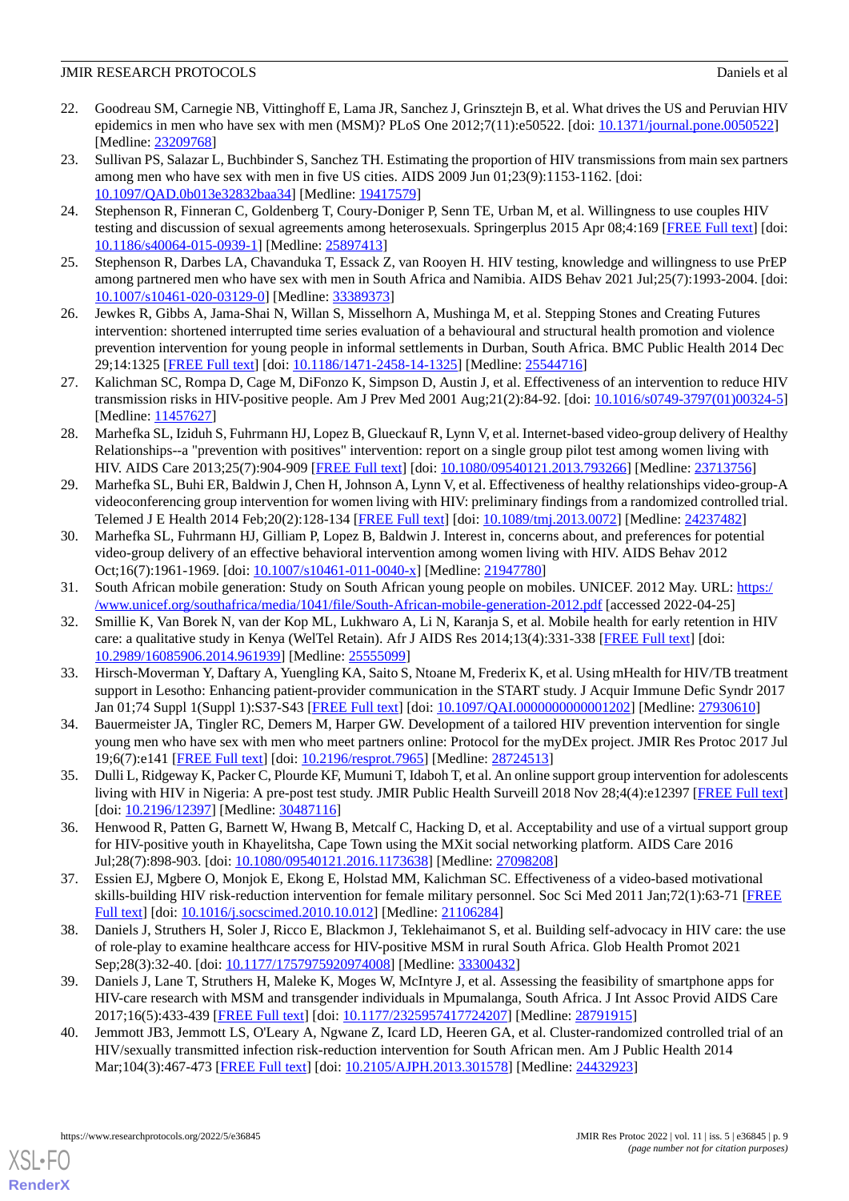22. Goodreau SM, Carnegie NB, Vittinghoff E, Lama JR, Sanchez J, Grinsztejn B, et al. What drives the US and Peruvian HIV epidemics in men who have sex with men (MSM)? PLoS One 2012;7(11):e50522. [doi: 10.1371/journal.pone.0050522] [Medline: 23209768]
23. Sullivan PS, Salazar L, Buchbinder S, Sanchez TH. Estimating the proportion of HIV transmissions from main sex partners among men who have sex with men in five US cities. AIDS 2009 Jun 01;23(9):1153-1162. [doi: 10.1097/QAD.0b013e32832baa34] [Medline: 19417579]
24. Stephenson R, Finneran C, Goldenberg T, Coury-Doniger P, Senn TE, Urban M, et al. Willingness to use couples HIV testing and discussion of sexual agreements among heterosexuals. Springerplus 2015 Apr 08;4:169 [FREE Full text] [doi: 10.1186/s40064-015-0939-1] [Medline: 25897413]
25. Stephenson R, Darbes LA, Chavanduka T, Essack Z, van Rooyen H. HIV testing, knowledge and willingness to use PrEP among partnered men who have sex with men in South Africa and Namibia. AIDS Behav 2021 Jul;25(7):1993-2004. [doi: 10.1007/s10461-020-03129-0] [Medline: 33389373]
26. Jewkes R, Gibbs A, Jama-Shai N, Willan S, Misselhorn A, Mushinga M, et al. Stepping Stones and Creating Futures intervention: shortened interrupted time series evaluation of a behavioural and structural health promotion and violence prevention intervention for young people in informal settlements in Durban, South Africa. BMC Public Health 2014 Dec 29;14:1325 [FREE Full text] [doi: 10.1186/1471-2458-14-1325] [Medline: 25544716]
27. Kalichman SC, Rompa D, Cage M, DiFonzo K, Simpson D, Austin J, et al. Effectiveness of an intervention to reduce HIV transmission risks in HIV-positive people. Am J Prev Med 2001 Aug;21(2):84-92. [doi: 10.1016/s0749-3797(01)00324-5] [Medline: 11457627]
28. Marhefka SL, Iziduh S, Fuhrmann HJ, Lopez B, Glueckauf R, Lynn V, et al. Internet-based video-group delivery of Healthy Relationships--a "prevention with positives" intervention: report on a single group pilot test among women living with HIV. AIDS Care 2013;25(7):904-909 [FREE Full text] [doi: 10.1080/09540121.2013.793266] [Medline: 23713756]
29. Marhefka SL, Buhi ER, Baldwin J, Chen H, Johnson A, Lynn V, et al. Effectiveness of healthy relationships video-group-A videoconferencing group intervention for women living with HIV: preliminary findings from a randomized controlled trial. Telemed J E Health 2014 Feb;20(2):128-134 [FREE Full text] [doi: 10.1089/tmj.2013.0072] [Medline: 24237482]
30. Marhefka SL, Fuhrmann HJ, Gilliam P, Lopez B, Baldwin J. Interest in, concerns about, and preferences for potential video-group delivery of an effective behavioral intervention among women living with HIV. AIDS Behav 2012 Oct;16(7):1961-1969. [doi: 10.1007/s10461-011-0040-x] [Medline: 21947780]
31. South African mobile generation: Study on South African young people on mobiles. UNICEF. 2012 May. URL: https://www.unicef.org/southafrica/media/1041/file/South-African-mobile-generation-2012.pdf [accessed 2022-04-25]
32. Smillie K, Van Borek N, van der Kop ML, Lukhwaro A, Li N, Karanja S, et al. Mobile health for early retention in HIV care: a qualitative study in Kenya (WelTel Retain). Afr J AIDS Res 2014;13(4):331-338 [FREE Full text] [doi: 10.2989/16085906.2014.961939] [Medline: 25555099]
33. Hirsch-Moverman Y, Daftary A, Yuengling KA, Saito S, Ntoane M, Frederix K, et al. Using mHealth for HIV/TB treatment support in Lesotho: Enhancing patient-provider communication in the START study. J Acquir Immune Defic Syndr 2017 Jan 01;74 Suppl 1(Suppl 1):S37-S43 [FREE Full text] [doi: 10.1097/QAI.0000000000001202] [Medline: 27930610]
34. Bauermeister JA, Tingler RC, Demers M, Harper GW. Development of a tailored HIV prevention intervention for single young men who have sex with men who meet partners online: Protocol for the myDEx project. JMIR Res Protoc 2017 Jul 19;6(7):e141 [FREE Full text] [doi: 10.2196/resprot.7965] [Medline: 28724513]
35. Dulli L, Ridgeway K, Packer C, Plourde KF, Mumuni T, Idaboh T, et al. An online support group intervention for adolescents living with HIV in Nigeria: A pre-post test study. JMIR Public Health Surveill 2018 Nov 28;4(4):e12397 [FREE Full text] [doi: 10.2196/12397] [Medline: 30487116]
36. Henwood R, Patten G, Barnett W, Hwang B, Metcalf C, Hacking D, et al. Acceptability and use of a virtual support group for HIV-positive youth in Khayelitsha, Cape Town using the MXit social networking platform. AIDS Care 2016 Jul;28(7):898-903. [doi: 10.1080/09540121.2016.1173638] [Medline: 27098208]
37. Essien EJ, Mgbere O, Monjok E, Ekong E, Holstad MM, Kalichman SC. Effectiveness of a video-based motivational skills-building HIV risk-reduction intervention for female military personnel. Soc Sci Med 2011 Jan;72(1):63-71 [FREE Full text] [doi: 10.1016/j.socscimed.2010.10.012] [Medline: 21106284]
38. Daniels J, Struthers H, Soler J, Ricco E, Blackmon J, Teklehaimanot S, et al. Building self-advocacy in HIV care: the use of role-play to examine healthcare access for HIV-positive MSM in rural South Africa. Glob Health Promot 2021 Sep;28(3):32-40. [doi: 10.1177/1757975920974008] [Medline: 33300432]
39. Daniels J, Lane T, Struthers H, Maleke K, Moges W, McIntyre J, et al. Assessing the feasibility of smartphone apps for HIV-care research with MSM and transgender individuals in Mpumalanga, South Africa. J Int Assoc Provid AIDS Care 2017;16(5):433-439 [FREE Full text] [doi: 10.1177/2325957417724207] [Medline: 28791915]
40. Jemmott JB3, Jemmott LS, O'Leary A, Ngwane Z, Icard LD, Heeren GA, et al. Cluster-randomized controlled trial of an HIV/sexually transmitted infection risk-reduction intervention for South African men. Am J Public Health 2014 Mar;104(3):467-473 [FREE Full text] [doi: 10.2105/AJPH.2013.301578] [Medline: 24432923]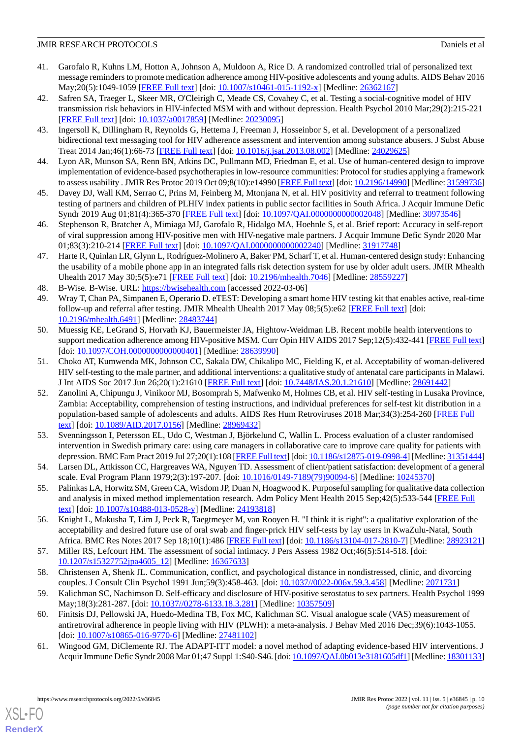41. Garofalo R, Kuhns LM, Hotton A, Johnson A, Muldoon A, Rice D. A randomized controlled trial of personalized text message reminders to promote medication adherence among HIV-positive adolescents and young adults. AIDS Behav 2016 May;20(5):1049-1059 [FREE Full text] [doi: 10.1007/s10461-015-1192-x] [Medline: 26362167]
42. Safren SA, Traeger L, Skeer MR, O'Cleirigh C, Meade CS, Covahey C, et al. Testing a social-cognitive model of HIV transmission risk behaviors in HIV-infected MSM with and without depression. Health Psychol 2010 Mar;29(2):215-221 [FREE Full text] [doi: 10.1037/a0017859] [Medline: 20230095]
43. Ingersoll K, Dillingham R, Reynolds G, Hettema J, Freeman J, Hosseinbor S, et al. Development of a personalized bidirectional text messaging tool for HIV adherence assessment and intervention among substance abusers. J Subst Abuse Treat 2014 Jan;46(1):66-73 [FREE Full text] [doi: 10.1016/j.jsat.2013.08.002] [Medline: 24029625]
44. Lyon AR, Munson SA, Renn BN, Atkins DC, Pullmann MD, Friedman E, et al. Use of human-centered design to improve implementation of evidence-based psychotherapies in low-resource communities: Protocol for studies applying a framework to assess usability . JMIR Res Protoc 2019 Oct 09;8(10):e14990 [FREE Full text] [doi: 10.2196/14990] [Medline: 31599736]
45. Davey DJ, Wall KM, Serrao C, Prins M, Feinberg M, Mtonjana N, et al. HIV positivity and referral to treatment following testing of partners and children of PLHIV index patients in public sector facilities in South Africa. J Acquir Immune Defic Syndr 2019 Aug 01;81(4):365-370 [FREE Full text] [doi: 10.1097/QAI.0000000000002048] [Medline: 30973546]
46. Stephenson R, Bratcher A, Mimiaga MJ, Garofalo R, Hidalgo MA, Hoehnle S, et al. Brief report: Accuracy in self-report of viral suppression among HIV-positive men with HIV-negative male partners. J Acquir Immune Defic Syndr 2020 Mar 01;83(3):210-214 [FREE Full text] [doi: 10.1097/QAI.0000000000002240] [Medline: 31917748]
47. Harte R, Quinlan LR, Glynn L, Rodríguez-Molinero A, Baker PM, Scharf T, et al. Human-centered design study: Enhancing the usability of a mobile phone app in an integrated falls risk detection system for use by older adult users. JMIR Mhealth Uhealth 2017 May 30;5(5):e71 [FREE Full text] [doi: 10.2196/mhealth.7046] [Medline: 28559227]
48. B-Wise. B-Wise. URL: https://bwisehealth.com [accessed 2022-03-06]
49. Wray T, Chan PA, Simpanen E, Operario D. eTEST: Developing a smart home HIV testing kit that enables active, real-time follow-up and referral after testing. JMIR Mhealth Uhealth 2017 May 08;5(5):e62 [FREE Full text] [doi: 10.2196/mhealth.6491] [Medline: 28483744]
50. Muessig KE, LeGrand S, Horvath KJ, Bauermeister JA, Hightow-Weidman LB. Recent mobile health interventions to support medication adherence among HIV-positive MSM. Curr Opin HIV AIDS 2017 Sep;12(5):432-441 [FREE Full text] [doi: 10.1097/COH.0000000000000401] [Medline: 28639990]
51. Choko AT, Kumwenda MK, Johnson CC, Sakala DW, Chikalipo MC, Fielding K, et al. Acceptability of woman-delivered HIV self-testing to the male partner, and additional interventions: a qualitative study of antenatal care participants in Malawi. J Int AIDS Soc 2017 Jun 26;20(1):21610 [FREE Full text] [doi: 10.7448/IAS.20.1.21610] [Medline: 28691442]
52. Zanolini A, Chipungu J, Vinikoor MJ, Bosomprah S, Mafwenko M, Holmes CB, et al. HIV self-testing in Lusaka Province, Zambia: Acceptability, comprehension of testing instructions, and individual preferences for self-test kit distribution in a population-based sample of adolescents and adults. AIDS Res Hum Retroviruses 2018 Mar;34(3):254-260 [FREE Full text] [doi: 10.1089/AID.2017.0156] [Medline: 28969432]
53. Svenningsson I, Petersson EL, Udo C, Westman J, Björkelund C, Wallin L. Process evaluation of a cluster randomised intervention in Swedish primary care: using care managers in collaborative care to improve care quality for patients with depression. BMC Fam Pract 2019 Jul 27;20(1):108 [FREE Full text] [doi: 10.1186/s12875-019-0998-4] [Medline: 31351444]
54. Larsen DL, Attkisson CC, Hargreaves WA, Nguyen TD. Assessment of client/patient satisfaction: development of a general scale. Eval Program Plann 1979;2(3):197-207. [doi: 10.1016/0149-7189(79)90094-6] [Medline: 10245370]
55. Palinkas LA, Horwitz SM, Green CA, Wisdom JP, Duan N, Hoagwood K. Purposeful sampling for qualitative data collection and analysis in mixed method implementation research. Adm Policy Ment Health 2015 Sep;42(5):533-544 [FREE Full text] [doi: 10.1007/s10488-013-0528-y] [Medline: 24193818]
56. Knight L, Makusha T, Lim J, Peck R, Taegtmeyer M, van Rooyen H. "I think it is right": a qualitative exploration of the acceptability and desired future use of oral swab and finger-prick HIV self-tests by lay users in KwaZulu-Natal, South Africa. BMC Res Notes 2017 Sep 18;10(1):486 [FREE Full text] [doi: 10.1186/s13104-017-2810-7] [Medline: 28923121]
57. Miller RS, Lefcourt HM. The assessment of social intimacy. J Pers Assess 1982 Oct;46(5):514-518. [doi: 10.1207/s15327752jpa4605_12] [Medline: 16367633]
58. Christensen A, Shenk JL. Communication, conflict, and psychological distance in nondistressed, clinic, and divorcing couples. J Consult Clin Psychol 1991 Jun;59(3):458-463. [doi: 10.1037//0022-006x.59.3.458] [Medline: 2071731]
59. Kalichman SC, Nachimson D. Self-efficacy and disclosure of HIV-positive serostatus to sex partners. Health Psychol 1999 May;18(3):281-287. [doi: 10.1037//0278-6133.18.3.281] [Medline: 10357509]
60. Finitsis DJ, Pellowski JA, Huedo-Medina TB, Fox MC, Kalichman SC. Visual analogue scale (VAS) measurement of antiretroviral adherence in people living with HIV (PLWH): a meta-analysis. J Behav Med 2016 Dec;39(6):1043-1055. [doi: 10.1007/s10865-016-9770-6] [Medline: 27481102]
61. Wingood GM, DiClemente RJ. The ADAPT-ITT model: a novel method of adapting evidence-based HIV interventions. J Acquir Immune Defic Syndr 2008 Mar 01;47 Suppl 1:S40-S46. [doi: 10.1097/QAI.0b013e3181605df1] [Medline: 18301133]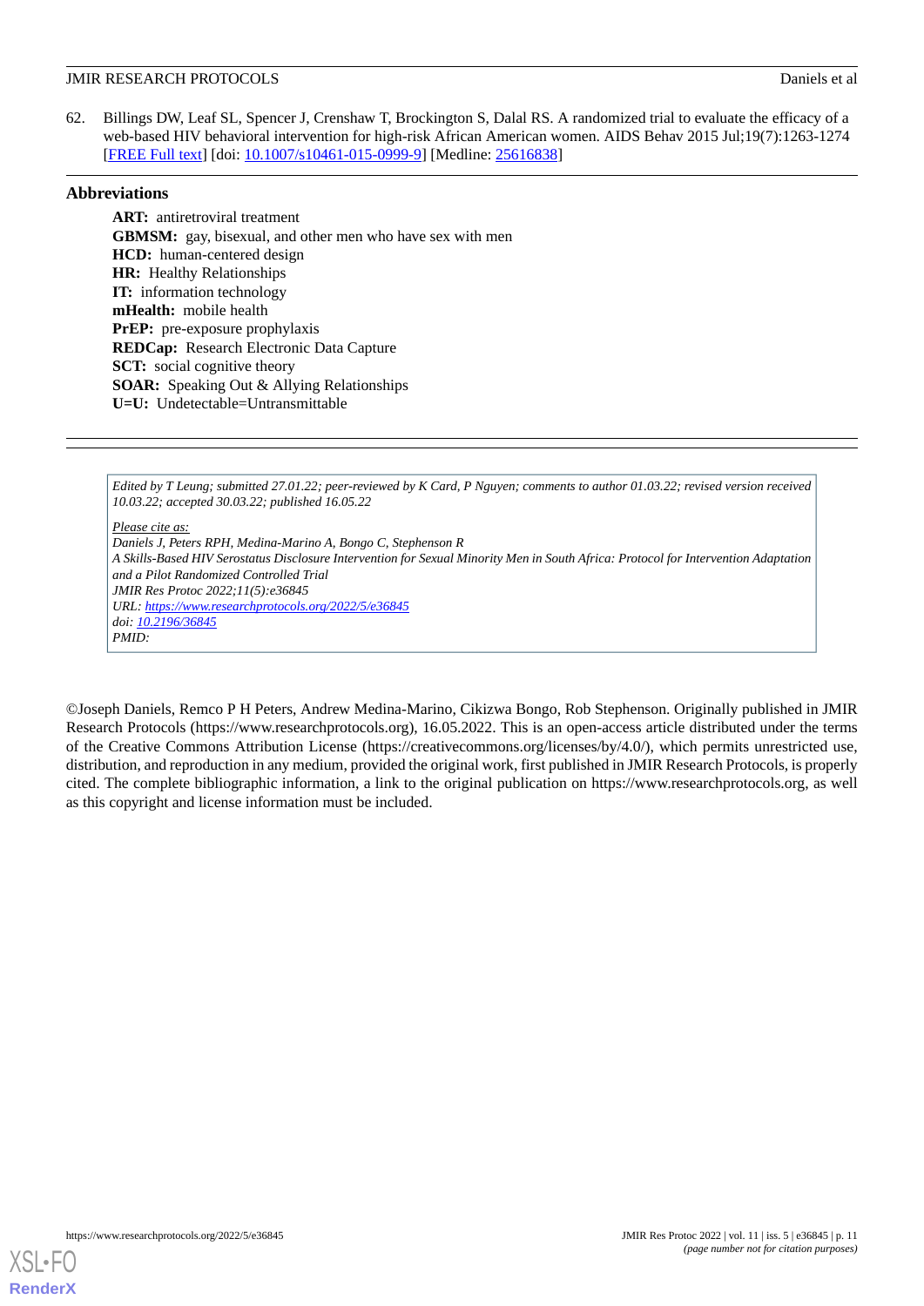62. Billings DW, Leaf SL, Spencer J, Crenshaw T, Brockington S, Dalal RS. A randomized trial to evaluate the efficacy of a web-based HIV behavioral intervention for high-risk African American women. AIDS Behav 2015 Jul;19(7):1263-1274 [FREE Full text] [doi: 10.1007/s10461-015-0999-9] [Medline: 25616838]

## Abbreviations

**ART:** antiretroviral treatment
**GBMSM:** gay, bisexual, and other men who have sex with men
**HCD:** human-centered design
**HR:** Healthy Relationships
**IT:** information technology
**mHealth:** mobile health
**PrEP:** pre-exposure prophylaxis
**REDCap:** Research Electronic Data Capture
**SCT:** social cognitive theory
**SOAR:** Speaking Out & Allying Relationships
**U=U:** Undetectable=Untransmittable

---

*Edited by T Leung; submitted 27.01.22; peer-reviewed by K Card, P Nguyen; comments to author 01.03.22; revised version received 10.03.22; accepted 30.03.22; published 16.05.22*

*Please cite as:*
*Daniels J, Peters RPH, Medina-Marino A, Bongo C, Stephenson R*
*A Skills-Based HIV Serostatus Disclosure Intervention for Sexual Minority Men in South Africa: Protocol for Intervention Adaptation and a Pilot Randomized Controlled Trial*
*JMIR Res Protoc 2022;11(5):e36845*
*URL: https://www.researchprotocols.org/2022/5/e36845*
*doi: 10.2196/36845*
*PMID:*

©Joseph Daniels, Remco P H Peters, Andrew Medina-Marino, Cikizwa Bongo, Rob Stephenson. Originally published in JMIR Research Protocols (https://www.researchprotocols.org), 16.05.2022. This is an open-access article distributed under the terms of the Creative Commons Attribution License (https://creativecommons.org/licenses/by/4.0/), which permits unrestricted use, distribution, and reproduction in any medium, provided the original work, first published in JMIR Research Protocols, is properly cited. The complete bibliographic information, a link to the original publication on https://www.researchprotocols.org, as well as this copyright and license information must be included.